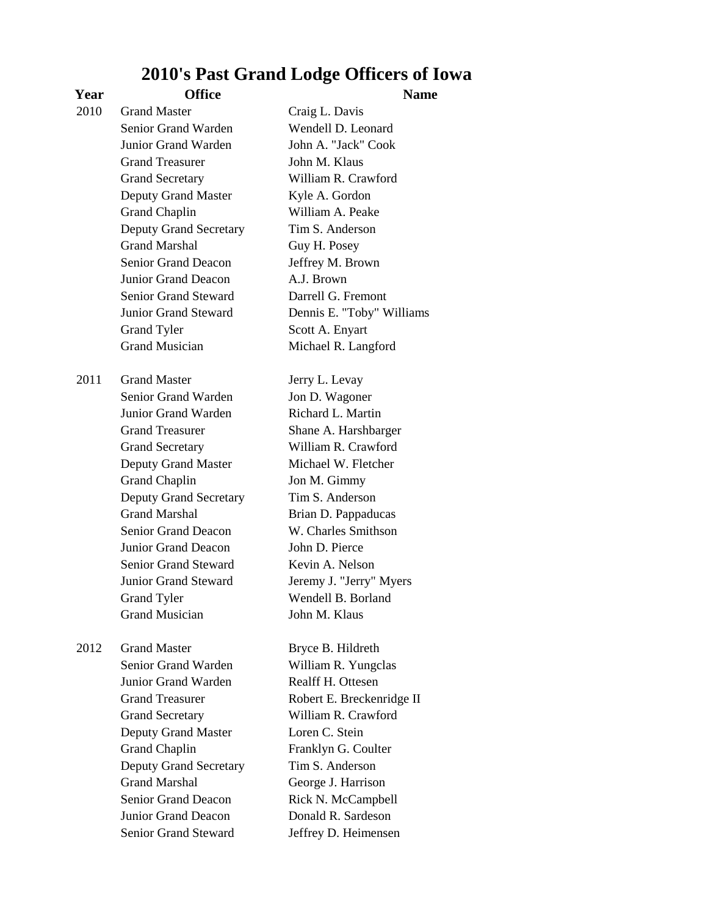# 2010's Past Grand Lodge Officers of Iowa

| Year | Office | Name |
|---|---|---|
| 2010 | Grand Master | Craig L. Davis |
| | Senior Grand Warden | Wendell D. Leonard |
| | Junior Grand Warden | John A. "Jack" Cook |
| | Grand Treasurer | John M. Klaus |
| | Grand Secretary | William R. Crawford |
| | Deputy Grand Master | Kyle A. Gordon |
| | Grand Chaplin | William A. Peake |
| | Deputy Grand Secretary | Tim S. Anderson |
| | Grand Marshal | Guy H. Posey |
| | Senior Grand Deacon | Jeffrey M. Brown |
| | Junior Grand Deacon | A.J. Brown |
| | Senior Grand Steward | Darrell G. Fremont |
| | Junior Grand Steward | Dennis E. "Toby" Williams |
| | Grand Tyler | Scott A. Enyart |
| | Grand Musician | Michael R. Langford |
| 2011 | Grand Master | Jerry L. Levay |
| | Senior Grand Warden | Jon D. Wagoner |
| | Junior Grand Warden | Richard L. Martin |
| | Grand Treasurer | Shane A. Harshbarger |
| | Grand Secretary | William R. Crawford |
| | Deputy Grand Master | Michael W. Fletcher |
| | Grand Chaplin | Jon M. Gimmy |
| | Deputy Grand Secretary | Tim S. Anderson |
| | Grand Marshal | Brian D. Pappaducas |
| | Senior Grand Deacon | W. Charles Smithson |
| | Junior Grand Deacon | John D. Pierce |
| | Senior Grand Steward | Kevin A. Nelson |
| | Junior Grand Steward | Jeremy J. "Jerry" Myers |
| | Grand Tyler | Wendell B. Borland |
| | Grand Musician | John M. Klaus |
| 2012 | Grand Master | Bryce B. Hildreth |
| | Senior Grand Warden | William R. Yungclas |
| | Junior Grand Warden | Realff H. Ottesen |
| | Grand Treasurer | Robert E. Breckenridge II |
| | Grand Secretary | William R. Crawford |
| | Deputy Grand Master | Loren C. Stein |
| | Grand Chaplin | Franklyn G. Coulter |
| | Deputy Grand Secretary | Tim S. Anderson |
| | Grand Marshal | George J. Harrison |
| | Senior Grand Deacon | Rick N. McCampbell |
| | Junior Grand Deacon | Donald R. Sardeson |
| | Senior Grand Steward | Jeffrey D. Heimensen |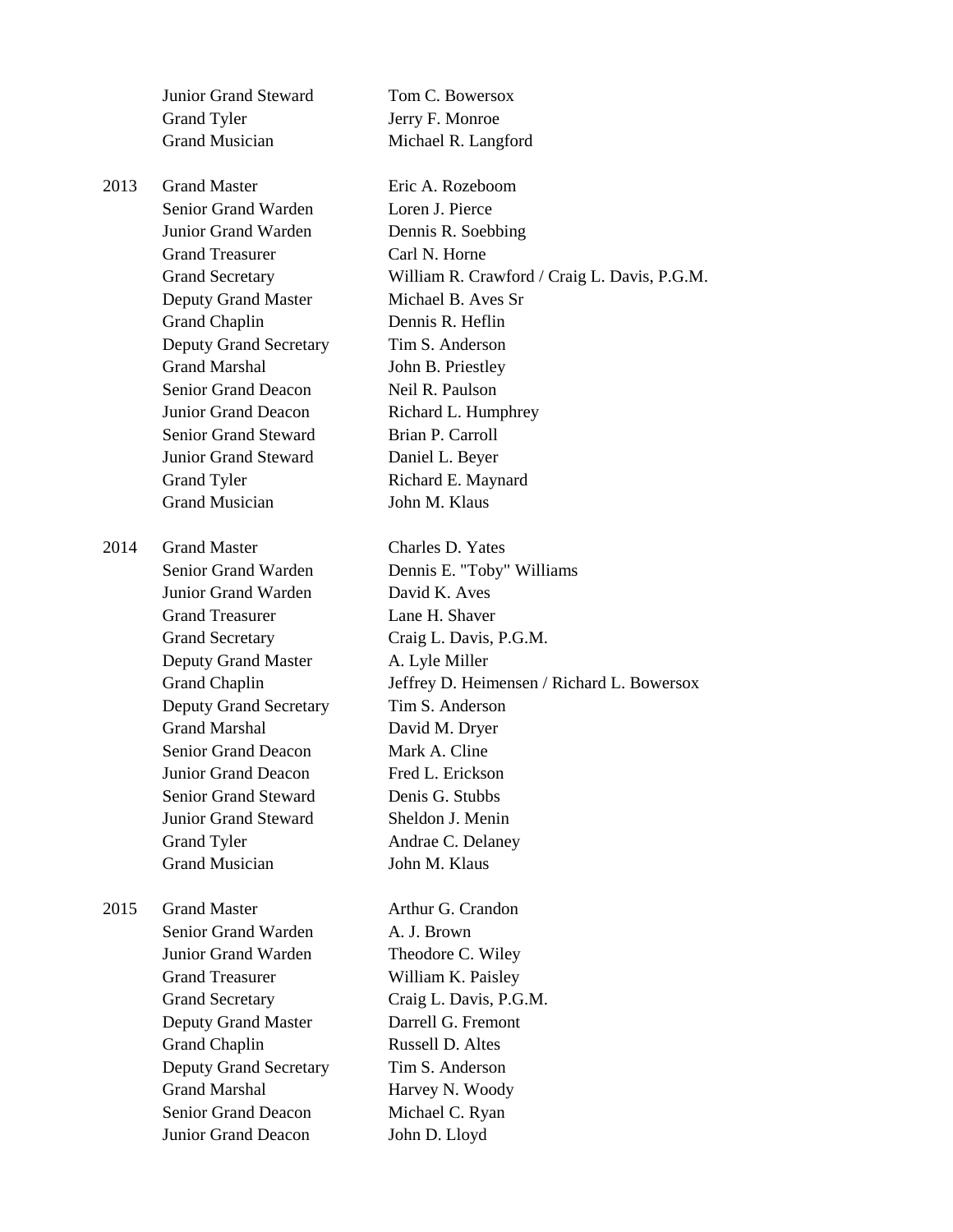| | | |
|---|---|---|
| | Junior Grand Steward | Tom C. Bowersox |
| | Grand Tyler | Jerry F. Monroe |
| | Grand Musician | Michael R. Langford |
| 2013 | Grand Master | Eric A. Rozeboom |
| | Senior Grand Warden | Loren J. Pierce |
| | Junior Grand Warden | Dennis R. Soebbing |
| | Grand Treasurer | Carl N. Horne |
| | Grand Secretary | William R. Crawford / Craig L. Davis, P.G.M. |
| | Deputy Grand Master | Michael B. Aves Sr |
| | Grand Chaplin | Dennis R. Heflin |
| | Deputy Grand Secretary | Tim S. Anderson |
| | Grand Marshal | John B. Priestley |
| | Senior Grand Deacon | Neil R. Paulson |
| | Junior Grand Deacon | Richard L. Humphrey |
| | Senior Grand Steward | Brian P. Carroll |
| | Junior Grand Steward | Daniel L. Beyer |
| | Grand Tyler | Richard E. Maynard |
| | Grand Musician | John M. Klaus |
| 2014 | Grand Master | Charles D. Yates |
| | Senior Grand Warden | Dennis E. "Toby" Williams |
| | Junior Grand Warden | David K. Aves |
| | Grand Treasurer | Lane H. Shaver |
| | Grand Secretary | Craig L. Davis, P.G.M. |
| | Deputy Grand Master | A. Lyle Miller |
| | Grand Chaplin | Jeffrey D. Heimensen / Richard L. Bowersox |
| | Deputy Grand Secretary | Tim S. Anderson |
| | Grand Marshal | David M. Dryer |
| | Senior Grand Deacon | Mark A. Cline |
| | Junior Grand Deacon | Fred L. Erickson |
| | Senior Grand Steward | Denis G. Stubbs |
| | Junior Grand Steward | Sheldon J. Menin |
| | Grand Tyler | Andrae C. Delaney |
| | Grand Musician | John M. Klaus |
| 2015 | Grand Master | Arthur G. Crandon |
| | Senior Grand Warden | A. J. Brown |
| | Junior Grand Warden | Theodore C. Wiley |
| | Grand Treasurer | William K. Paisley |
| | Grand Secretary | Craig L. Davis, P.G.M. |
| | Deputy Grand Master | Darrell G. Fremont |
| | Grand Chaplin | Russell D. Altes |
| | Deputy Grand Secretary | Tim S. Anderson |
| | Grand Marshal | Harvey N. Woody |
| | Senior Grand Deacon | Michael C. Ryan |
| | Junior Grand Deacon | John D. Lloyd |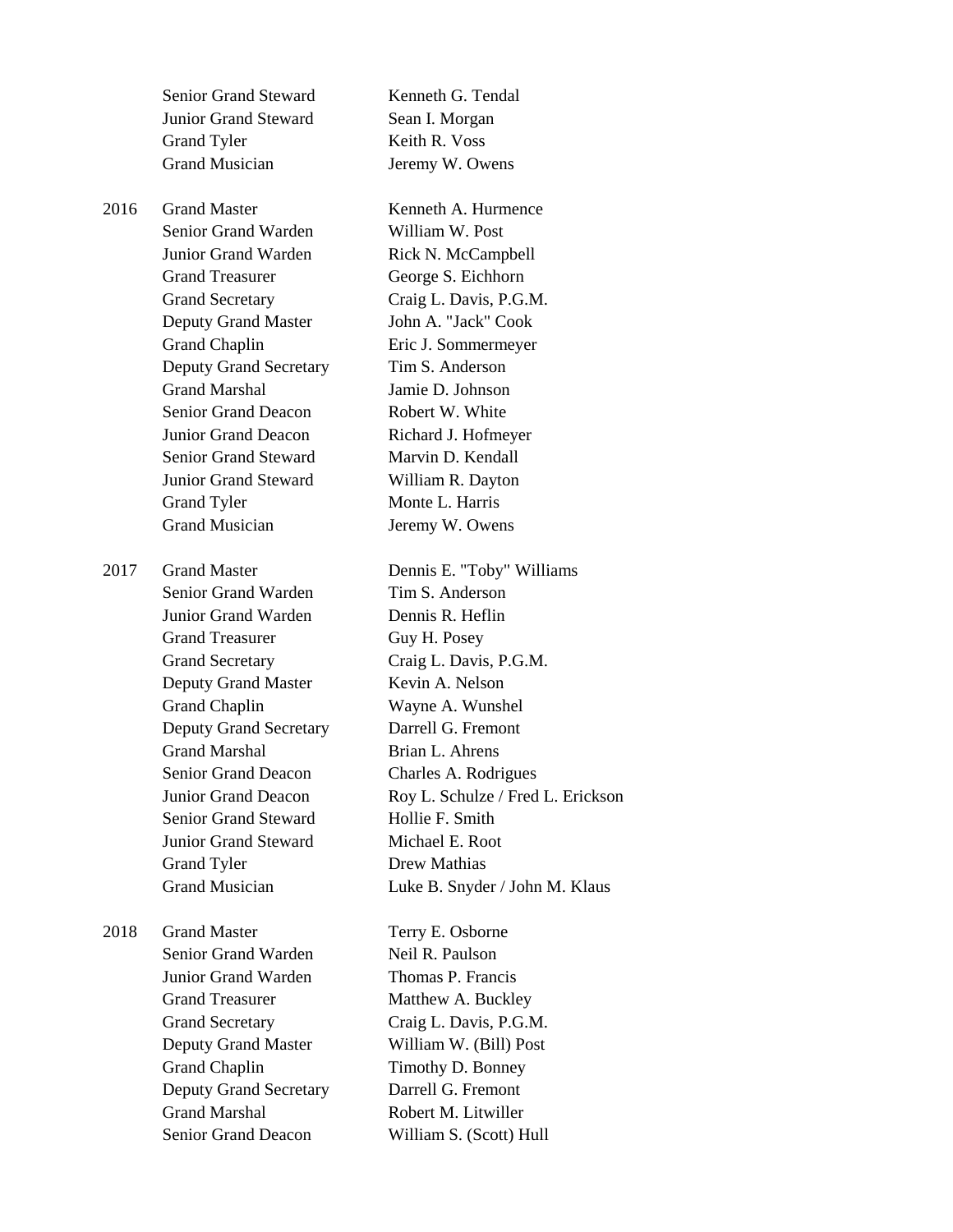| | | |
|---|---|---|
| | Senior Grand Steward | Kenneth G. Tendal |
| | Junior Grand Steward | Sean I. Morgan |
| | Grand Tyler | Keith R. Voss |
| | Grand Musician | Jeremy W. Owens |
| 2016 | Grand Master | Kenneth A. Hurmence |
| | Senior Grand Warden | William W. Post |
| | Junior Grand Warden | Rick N. McCampbell |
| | Grand Treasurer | George S. Eichhorn |
| | Grand Secretary | Craig L. Davis, P.G.M. |
| | Deputy Grand Master | John A. "Jack" Cook |
| | Grand Chaplin | Eric J. Sommermeyer |
| | Deputy Grand Secretary | Tim S. Anderson |
| | Grand Marshal | Jamie D. Johnson |
| | Senior Grand Deacon | Robert W. White |
| | Junior Grand Deacon | Richard J. Hofmeyer |
| | Senior Grand Steward | Marvin D. Kendall |
| | Junior Grand Steward | William R. Dayton |
| | Grand Tyler | Monte L. Harris |
| | Grand Musician | Jeremy W. Owens |
| 2017 | Grand Master | Dennis E. "Toby" Williams |
| | Senior Grand Warden | Tim S. Anderson |
| | Junior Grand Warden | Dennis R. Heflin |
| | Grand Treasurer | Guy H. Posey |
| | Grand Secretary | Craig L. Davis, P.G.M. |
| | Deputy Grand Master | Kevin A. Nelson |
| | Grand Chaplin | Wayne A. Wunshel |
| | Deputy Grand Secretary | Darrell G. Fremont |
| | Grand Marshal | Brian L. Ahrens |
| | Senior Grand Deacon | Charles A. Rodrigues |
| | Junior Grand Deacon | Roy L. Schulze / Fred L. Erickson |
| | Senior Grand Steward | Hollie F. Smith |
| | Junior Grand Steward | Michael E. Root |
| | Grand Tyler | Drew Mathias |
| | Grand Musician | Luke B. Snyder / John M. Klaus |
| 2018 | Grand Master | Terry E. Osborne |
| | Senior Grand Warden | Neil R. Paulson |
| | Junior Grand Warden | Thomas P. Francis |
| | Grand Treasurer | Matthew A. Buckley |
| | Grand Secretary | Craig L. Davis, P.G.M. |
| | Deputy Grand Master | William W. (Bill) Post |
| | Grand Chaplin | Timothy D. Bonney |
| | Deputy Grand Secretary | Darrell G. Fremont |
| | Grand Marshal | Robert M. Litwiller |
| | Senior Grand Deacon | William S. (Scott) Hull |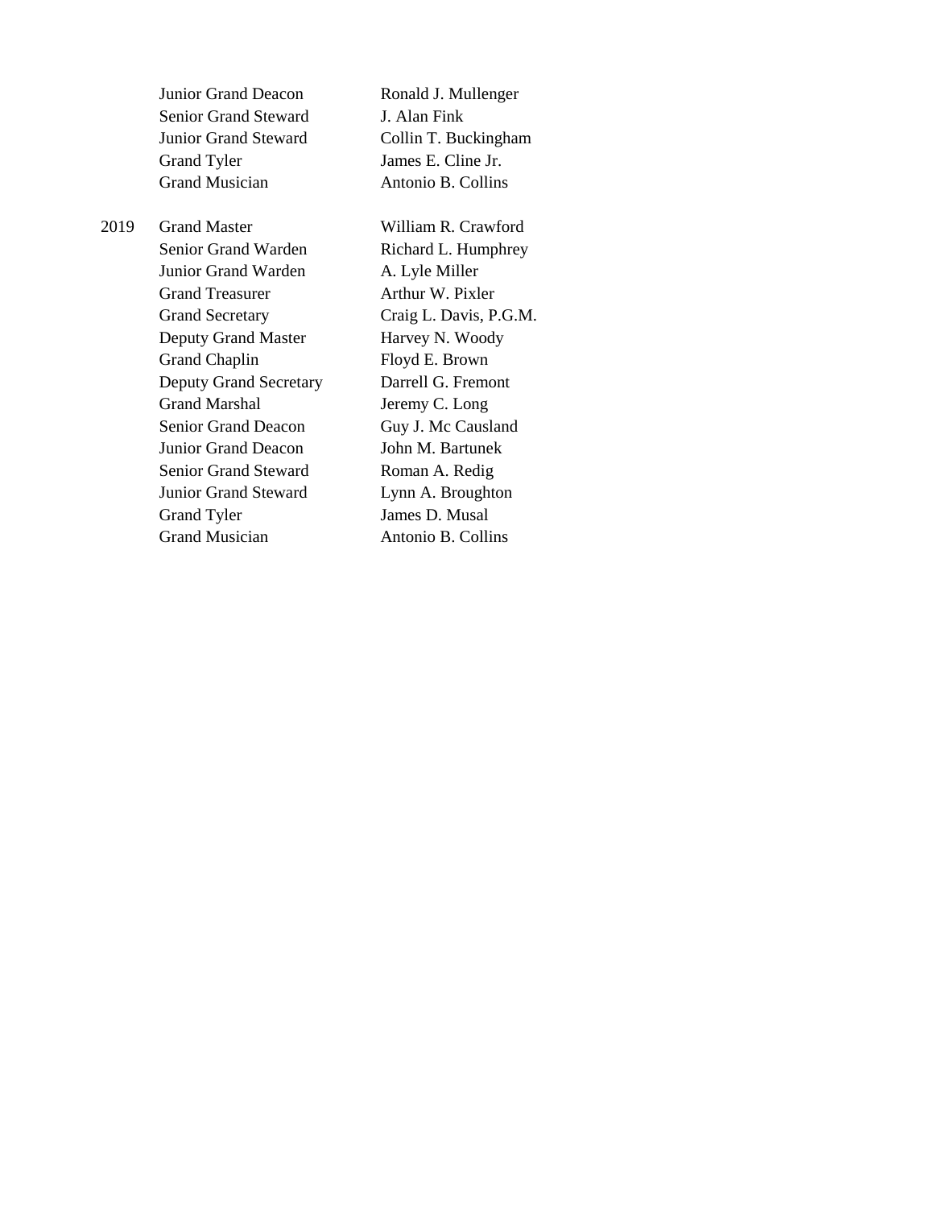| | | |
|---|---|---|
| | Junior Grand Deacon | Ronald J. Mullenger |
| | Senior Grand Steward | J. Alan Fink |
| | Junior Grand Steward | Collin T. Buckingham |
| | Grand Tyler | James E. Cline Jr. |
| | Grand Musician | Antonio B. Collins |
| | | |
| 2019 | Grand Master | William R. Crawford |
| | Senior Grand Warden | Richard L. Humphrey |
| | Junior Grand Warden | A. Lyle Miller |
| | Grand Treasurer | Arthur W. Pixler |
| | Grand Secretary | Craig L. Davis, P.G.M. |
| | Deputy Grand Master | Harvey N. Woody |
| | Grand Chaplin | Floyd E. Brown |
| | Deputy Grand Secretary | Darrell G. Fremont |
| | Grand Marshal | Jeremy C. Long |
| | Senior Grand Deacon | Guy J. Mc Causland |
| | Junior Grand Deacon | John M. Bartunek |
| | Senior Grand Steward | Roman A. Redig |
| | Junior Grand Steward | Lynn A. Broughton |
| | Grand Tyler | James D. Musal |
| | Grand Musician | Antonio B. Collins |